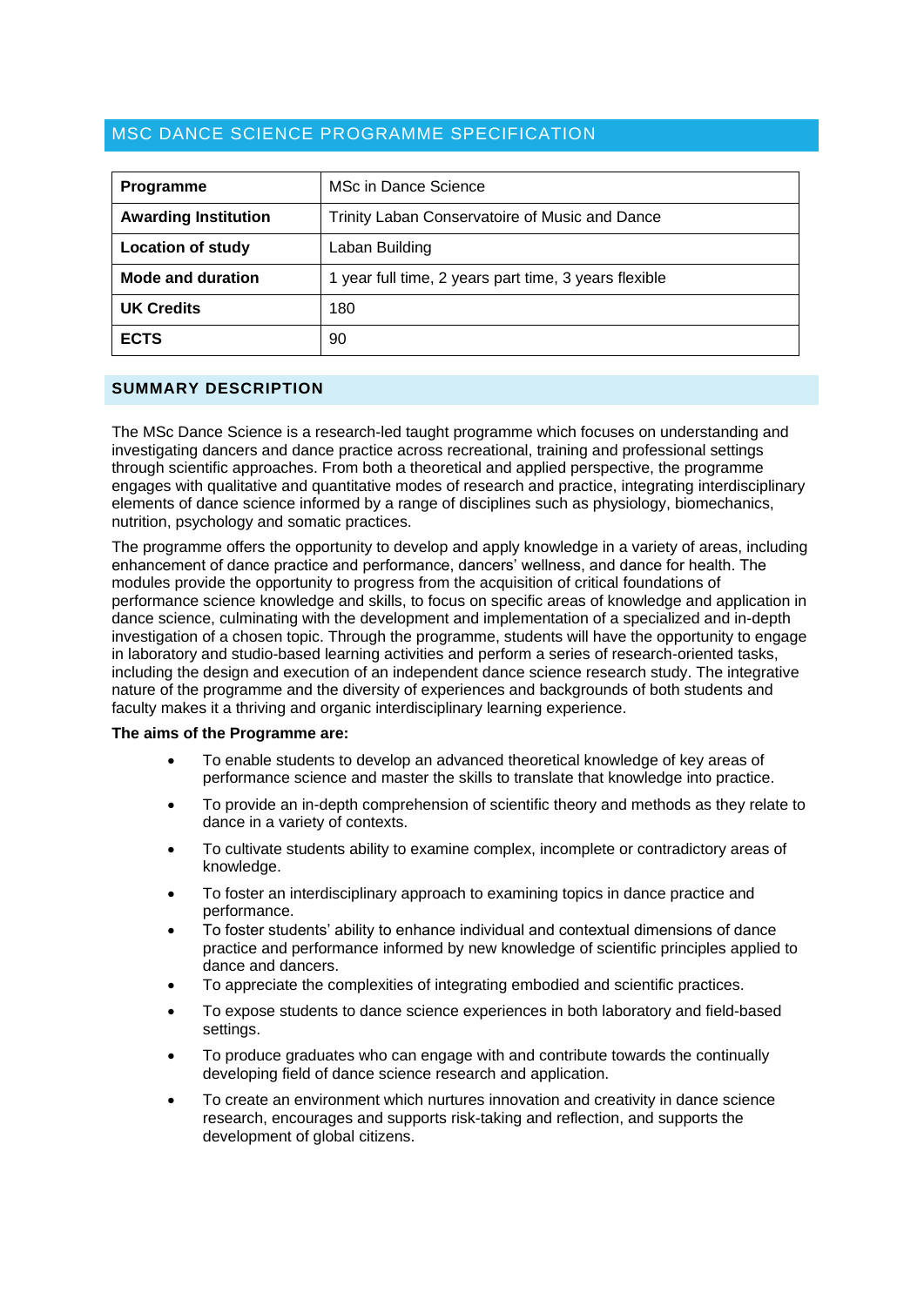# MSC DANCE SCIENCE PROGRAMME SPECIFICATION

| | |
|---|---|
| **Programme** | MSc in Dance Science |
| **Awarding Institution** | Trinity Laban Conservatoire of Music and Dance |
| **Location of study** | Laban Building |
| **Mode and duration** | 1 year full time, 2 years part time, 3 years flexible |
| **UK Credits** | 180 |
| **ECTS** | 90 |

## SUMMARY DESCRIPTION

The MSc Dance Science is a research-led taught programme which focuses on understanding and investigating dancers and dance practice across recreational, training and professional settings through scientific approaches. From both a theoretical and applied perspective, the programme engages with qualitative and quantitative modes of research and practice, integrating interdisciplinary elements of dance science informed by a range of disciplines such as physiology, biomechanics, nutrition, psychology and somatic practices.

The programme offers the opportunity to develop and apply knowledge in a variety of areas, including enhancement of dance practice and performance, dancers' wellness, and dance for health. The modules provide the opportunity to progress from the acquisition of critical foundations of performance science knowledge and skills, to focus on specific areas of knowledge and application in dance science, culminating with the development and implementation of a specialized and in-depth investigation of a chosen topic. Through the programme, students will have the opportunity to engage in laboratory and studio-based learning activities and perform a series of research-oriented tasks, including the design and execution of an independent dance science research study. The integrative nature of the programme and the diversity of experiences and backgrounds of both students and faculty makes it a thriving and organic interdisciplinary learning experience.

**The aims of the Programme are:**

- To enable students to develop an advanced theoretical knowledge of key areas of performance science and master the skills to translate that knowledge into practice.
- To provide an in-depth comprehension of scientific theory and methods as they relate to dance in a variety of contexts.
- To cultivate students ability to examine complex, incomplete or contradictory areas of knowledge.
- To foster an interdisciplinary approach to examining topics in dance practice and performance.
- To foster students' ability to enhance individual and contextual dimensions of dance practice and performance informed by new knowledge of scientific principles applied to dance and dancers.
- To appreciate the complexities of integrating embodied and scientific practices.
- To expose students to dance science experiences in both laboratory and field-based settings.
- To produce graduates who can engage with and contribute towards the continually developing field of dance science research and application.
- To create an environment which nurtures innovation and creativity in dance science research, encourages and supports risk-taking and reflection, and supports the development of global citizens.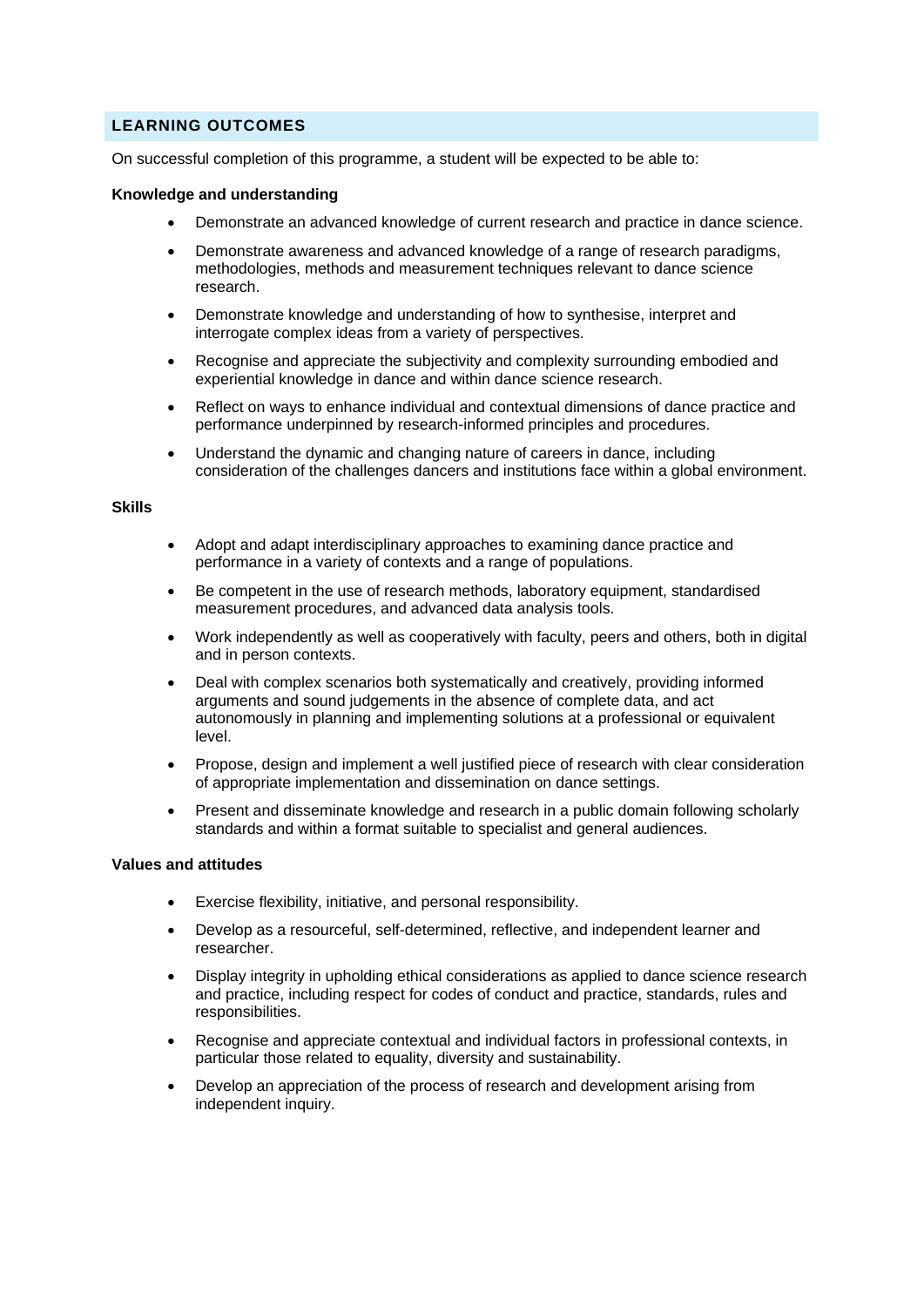## LEARNING OUTCOMES

On successful completion of this programme, a student will be expected to be able to:

**Knowledge and understanding**

- Demonstrate an advanced knowledge of current research and practice in dance science.
- Demonstrate awareness and advanced knowledge of a range of research paradigms, methodologies, methods and measurement techniques relevant to dance science research.
- Demonstrate knowledge and understanding of how to synthesise, interpret and interrogate complex ideas from a variety of perspectives.
- Recognise and appreciate the subjectivity and complexity surrounding embodied and experiential knowledge in dance and within dance science research.
- Reflect on ways to enhance individual and contextual dimensions of dance practice and performance underpinned by research-informed principles and procedures.
- Understand the dynamic and changing nature of careers in dance, including consideration of the challenges dancers and institutions face within a global environment.

**Skills**

- Adopt and adapt interdisciplinary approaches to examining dance practice and performance in a variety of contexts and a range of populations.
- Be competent in the use of research methods, laboratory equipment, standardised measurement procedures, and advanced data analysis tools.
- Work independently as well as cooperatively with faculty, peers and others, both in digital and in person contexts.
- Deal with complex scenarios both systematically and creatively, providing informed arguments and sound judgements in the absence of complete data, and act autonomously in planning and implementing solutions at a professional or equivalent level.
- Propose, design and implement a well justified piece of research with clear consideration of appropriate implementation and dissemination on dance settings.
- Present and disseminate knowledge and research in a public domain following scholarly standards and within a format suitable to specialist and general audiences.

**Values and attitudes**

- Exercise flexibility, initiative, and personal responsibility.
- Develop as a resourceful, self-determined, reflective, and independent learner and researcher.
- Display integrity in upholding ethical considerations as applied to dance science research and practice, including respect for codes of conduct and practice, standards, rules and responsibilities.
- Recognise and appreciate contextual and individual factors in professional contexts, in particular those related to equality, diversity and sustainability.
- Develop an appreciation of the process of research and development arising from independent inquiry.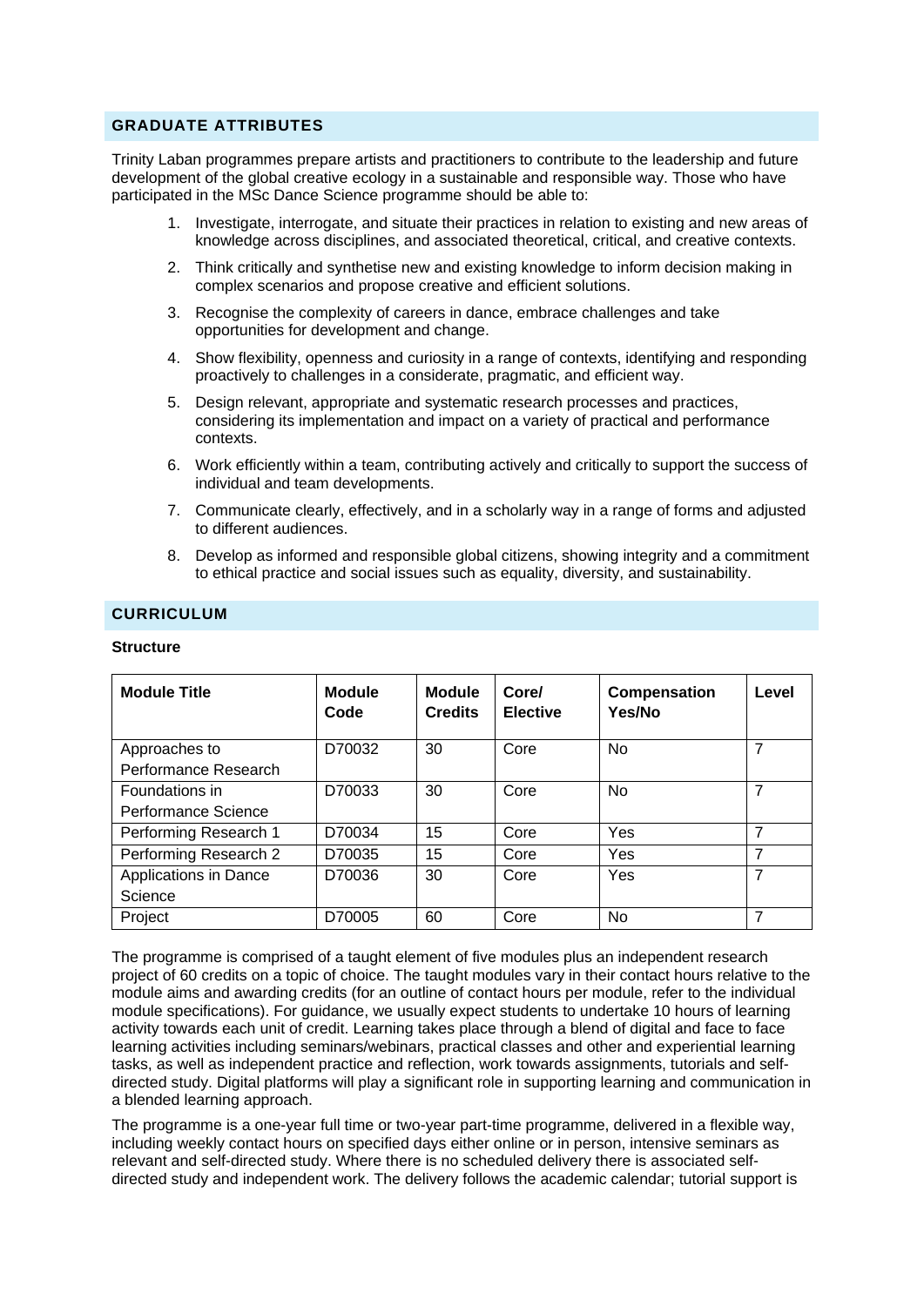## GRADUATE ATTRIBUTES

Trinity Laban programmes prepare artists and practitioners to contribute to the leadership and future development of the global creative ecology in a sustainable and responsible way. Those who have participated in the MSc Dance Science programme should be able to:

1. Investigate, interrogate, and situate their practices in relation to existing and new areas of knowledge across disciplines, and associated theoretical, critical, and creative contexts.
2. Think critically and synthetise new and existing knowledge to inform decision making in complex scenarios and propose creative and efficient solutions.
3. Recognise the complexity of careers in dance, embrace challenges and take opportunities for development and change.
4. Show flexibility, openness and curiosity in a range of contexts, identifying and responding proactively to challenges in a considerate, pragmatic, and efficient way.
5. Design relevant, appropriate and systematic research processes and practices, considering its implementation and impact on a variety of practical and performance contexts.
6. Work efficiently within a team, contributing actively and critically to support the success of individual and team developments.
7. Communicate clearly, effectively, and in a scholarly way in a range of forms and adjusted to different audiences.
8. Develop as informed and responsible global citizens, showing integrity and a commitment to ethical practice and social issues such as equality, diversity, and sustainability.

## CURRICULUM

**Structure**

| Module Title | Module Code | Module Credits | Core/ Elective | Compensation Yes/No | Level |
|---|---|---|---|---|---|
| Approaches to Performance Research | D70032 | 30 | Core | No | 7 |
| Foundations in Performance Science | D70033 | 30 | Core | No | 7 |
| Performing Research 1 | D70034 | 15 | Core | Yes | 7 |
| Performing Research 2 | D70035 | 15 | Core | Yes | 7 |
| Applications in Dance Science | D70036 | 30 | Core | Yes | 7 |
| Project | D70005 | 60 | Core | No | 7 |

The programme is comprised of a taught element of five modules plus an independent research project of 60 credits on a topic of choice. The taught modules vary in their contact hours relative to the module aims and awarding credits (for an outline of contact hours per module, refer to the individual module specifications). For guidance, we usually expect students to undertake 10 hours of learning activity towards each unit of credit. Learning takes place through a blend of digital and face to face learning activities including seminars/webinars, practical classes and other and experiential learning tasks, as well as independent practice and reflection, work towards assignments, tutorials and self-directed study. Digital platforms will play a significant role in supporting learning and communication in a blended learning approach.

The programme is a one-year full time or two-year part-time programme, delivered in a flexible way, including weekly contact hours on specified days either online or in person, intensive seminars as relevant and self-directed study. Where there is no scheduled delivery there is associated self-directed study and independent work. The delivery follows the academic calendar; tutorial support is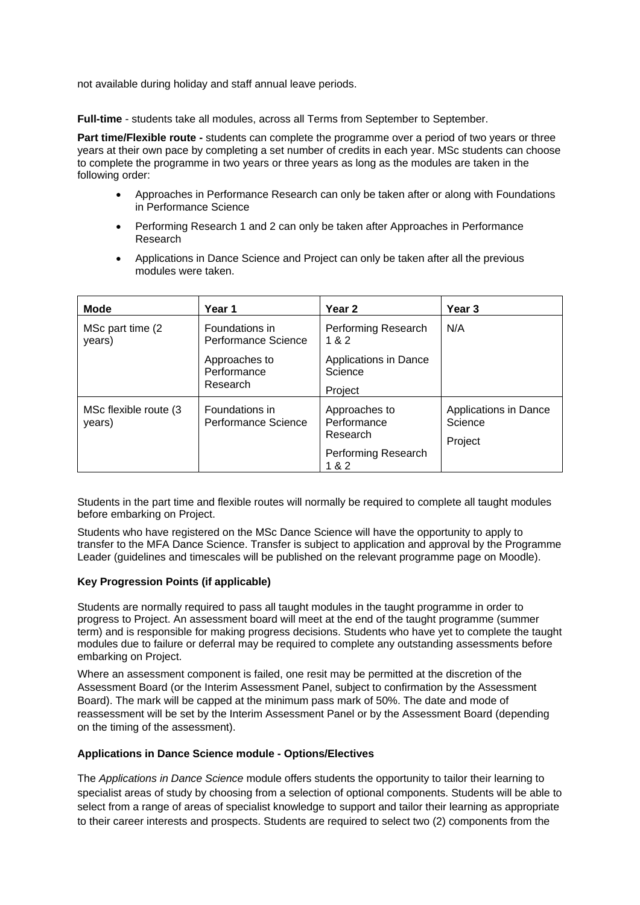not available during holiday and staff annual leave periods.

**Full-time** - students take all modules, across all Terms from September to September.

**Part time/Flexible route -** students can complete the programme over a period of two years or three years at their own pace by completing a set number of credits in each year. MSc students can choose to complete the programme in two years or three years as long as the modules are taken in the following order:

- Approaches in Performance Research can only be taken after or along with Foundations in Performance Science
- Performing Research 1 and 2 can only be taken after Approaches in Performance Research
- Applications in Dance Science and Project can only be taken after all the previous modules were taken.

| Mode | Year 1 | Year 2 | Year 3 |
| --- | --- | --- | --- |
| MSc part time (2 years) | Foundations in Performance Science<br><br>Approaches to Performance Research | Performing Research 1 & 2<br><br>Applications in Dance Science<br><br>Project | N/A |
| MSc flexible route (3 years) | Foundations in Performance Science | Approaches to Performance Research<br><br>Performing Research 1 & 2 | Applications in Dance Science<br><br>Project |

Students in the part time and flexible routes will normally be required to complete all taught modules before embarking on Project.

Students who have registered on the MSc Dance Science will have the opportunity to apply to transfer to the MFA Dance Science. Transfer is subject to application and approval by the Programme Leader (guidelines and timescales will be published on the relevant programme page on Moodle).

**Key Progression Points (if applicable)**

Students are normally required to pass all taught modules in the taught programme in order to progress to Project. An assessment board will meet at the end of the taught programme (summer term) and is responsible for making progress decisions. Students who have yet to complete the taught modules due to failure or deferral may be required to complete any outstanding assessments before embarking on Project.

Where an assessment component is failed, one resit may be permitted at the discretion of the Assessment Board (or the Interim Assessment Panel, subject to confirmation by the Assessment Board). The mark will be capped at the minimum pass mark of 50%. The date and mode of reassessment will be set by the Interim Assessment Panel or by the Assessment Board (depending on the timing of the assessment).

**Applications in Dance Science module - Options/Electives**

The *Applications in Dance Science* module offers students the opportunity to tailor their learning to specialist areas of study by choosing from a selection of optional components. Students will be able to select from a range of areas of specialist knowledge to support and tailor their learning as appropriate to their career interests and prospects. Students are required to select two (2) components from the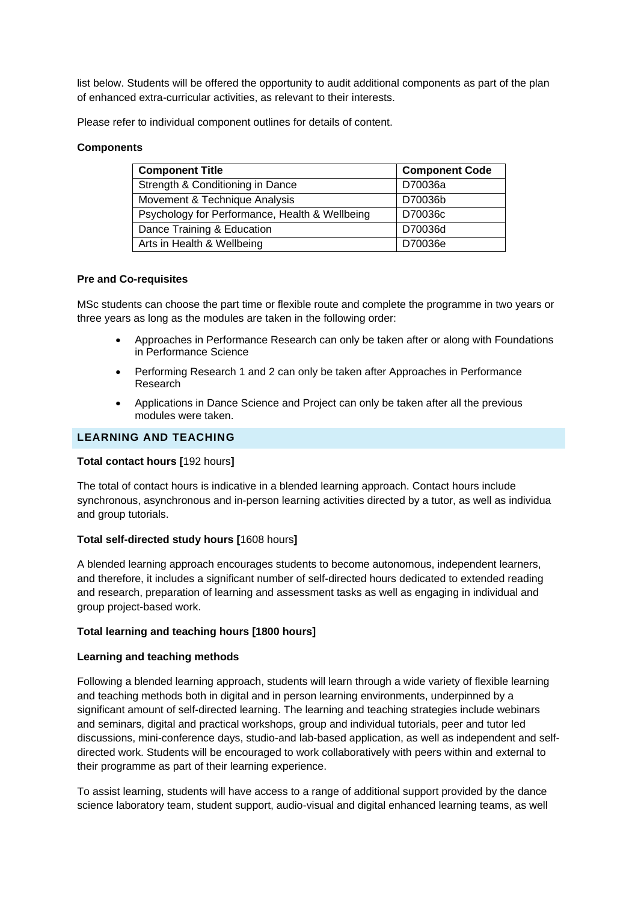list below. Students will be offered the opportunity to audit additional components as part of the plan of enhanced extra-curricular activities, as relevant to their interests.

Please refer to individual component outlines for details of content.

**Components**

| Component Title | Component Code |
|---|---|
| Strength & Conditioning in Dance | D70036a |
| Movement & Technique Analysis | D70036b |
| Psychology for Performance, Health & Wellbeing | D70036c |
| Dance Training & Education | D70036d |
| Arts in Health & Wellbeing | D70036e |

**Pre and Co-requisites**

MSc students can choose the part time or flexible route and complete the programme in two years or three years as long as the modules are taken in the following order:

- Approaches in Performance Research can only be taken after or along with Foundations in Performance Science
- Performing Research 1 and 2 can only be taken after Approaches in Performance Research
- Applications in Dance Science and Project can only be taken after all the previous modules were taken.

## LEARNING AND TEACHING

**Total contact hours [**192 hours**]**

The total of contact hours is indicative in a blended learning approach. Contact hours include synchronous, asynchronous and in-person learning activities directed by a tutor, as well as individua and group tutorials.

**Total self-directed study hours [**1608 hours**]**

A blended learning approach encourages students to become autonomous, independent learners, and therefore, it includes a significant number of self-directed hours dedicated to extended reading and research, preparation of learning and assessment tasks as well as engaging in individual and group project-based work.

**Total learning and teaching hours [1800 hours]**

**Learning and teaching methods**

Following a blended learning approach, students will learn through a wide variety of flexible learning and teaching methods both in digital and in person learning environments, underpinned by a significant amount of self-directed learning. The learning and teaching strategies include webinars and seminars, digital and practical workshops, group and individual tutorials, peer and tutor led discussions, mini-conference days, studio-and lab-based application, as well as independent and self-directed work. Students will be encouraged to work collaboratively with peers within and external to their programme as part of their learning experience.

To assist learning, students will have access to a range of additional support provided by the dance science laboratory team, student support, audio-visual and digital enhanced learning teams, as well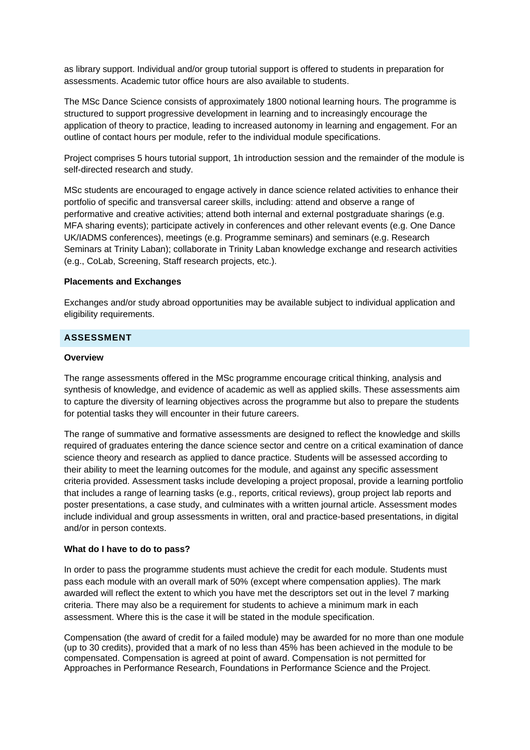as library support. Individual and/or group tutorial support is offered to students in preparation for assessments. Academic tutor office hours are also available to students.

The MSc Dance Science consists of approximately 1800 notional learning hours. The programme is structured to support progressive development in learning and to increasingly encourage the application of theory to practice, leading to increased autonomy in learning and engagement. For an outline of contact hours per module, refer to the individual module specifications.

Project comprises 5 hours tutorial support, 1h introduction session and the remainder of the module is self-directed research and study.

MSc students are encouraged to engage actively in dance science related activities to enhance their portfolio of specific and transversal career skills, including: attend and observe a range of performative and creative activities; attend both internal and external postgraduate sharings (e.g. MFA sharing events); participate actively in conferences and other relevant events (e.g. One Dance UK/IADMS conferences), meetings (e.g. Programme seminars) and seminars (e.g. Research Seminars at Trinity Laban); collaborate in Trinity Laban knowledge exchange and research activities (e.g., CoLab, Screening, Staff research projects, etc.).

**Placements and Exchanges**

Exchanges and/or study abroad opportunities may be available subject to individual application and eligibility requirements.

## ASSESSMENT

**Overview**

The range assessments offered in the MSc programme encourage critical thinking, analysis and synthesis of knowledge, and evidence of academic as well as applied skills. These assessments aim to capture the diversity of learning objectives across the programme but also to prepare the students for potential tasks they will encounter in their future careers.

The range of summative and formative assessments are designed to reflect the knowledge and skills required of graduates entering the dance science sector and centre on a critical examination of dance science theory and research as applied to dance practice. Students will be assessed according to their ability to meet the learning outcomes for the module, and against any specific assessment criteria provided. Assessment tasks include developing a project proposal, provide a learning portfolio that includes a range of learning tasks (e.g., reports, critical reviews), group project lab reports and poster presentations, a case study, and culminates with a written journal article. Assessment modes include individual and group assessments in written, oral and practice-based presentations, in digital and/or in person contexts.

**What do I have to do to pass?**

In order to pass the programme students must achieve the credit for each module. Students must pass each module with an overall mark of 50% (except where compensation applies). The mark awarded will reflect the extent to which you have met the descriptors set out in the level 7 marking criteria. There may also be a requirement for students to achieve a minimum mark in each assessment. Where this is the case it will be stated in the module specification.

Compensation (the award of credit for a failed module) may be awarded for no more than one module (up to 30 credits), provided that a mark of no less than 45% has been achieved in the module to be compensated. Compensation is agreed at point of award. Compensation is not permitted for Approaches in Performance Research, Foundations in Performance Science and the Project.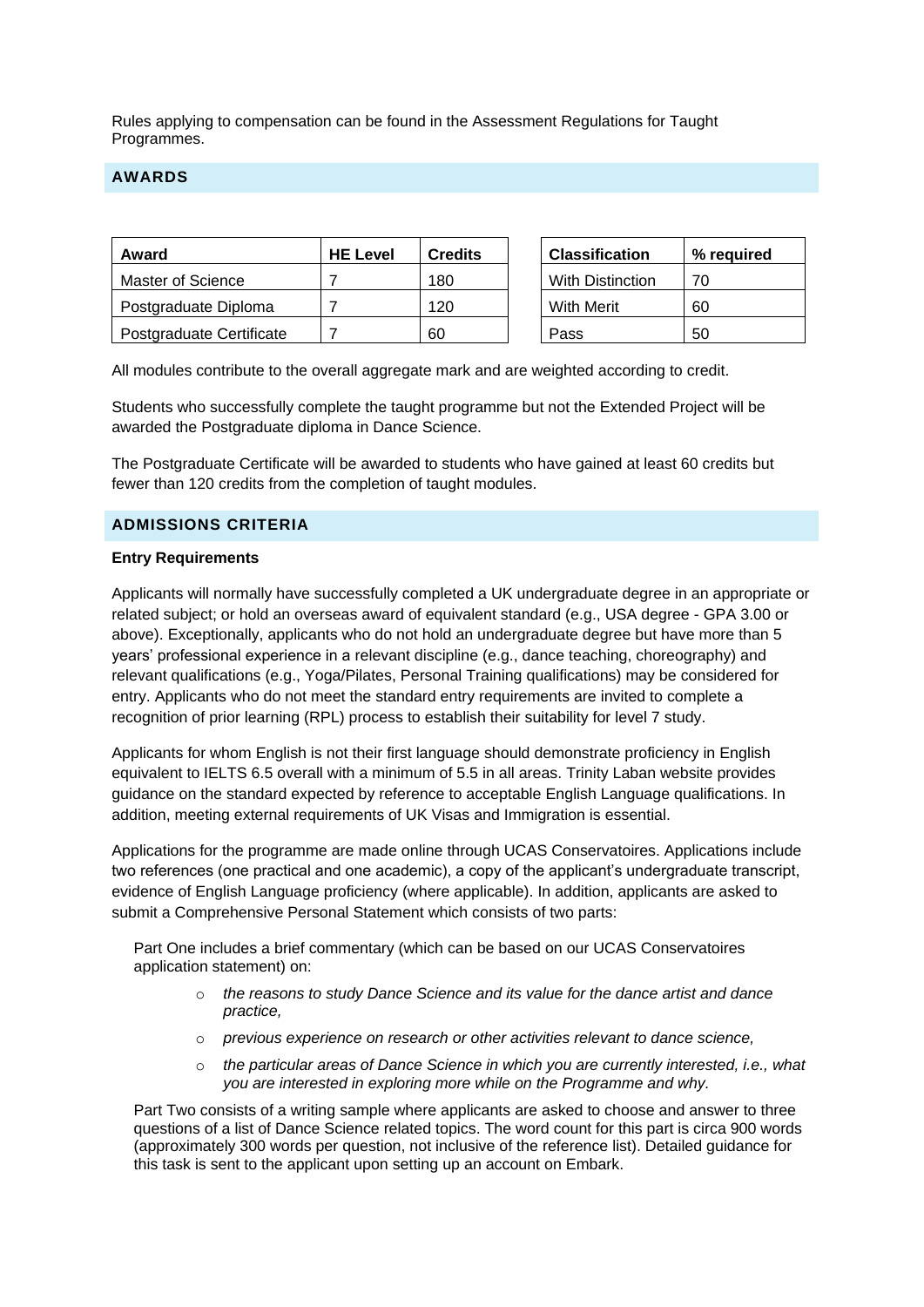Rules applying to compensation can be found in the Assessment Regulations for Taught Programmes.

## AWARDS

| Award | HE Level | Credits |
|---|---|---|
| Master of Science | 7 | 180 |
| Postgraduate Diploma | 7 | 120 |
| Postgraduate Certificate | 7 | 60 |

| Classification | % required |
|---|---|
| With Distinction | 70 |
| With Merit | 60 |
| Pass | 50 |

All modules contribute to the overall aggregate mark and are weighted according to credit.

Students who successfully complete the taught programme but not the Extended Project will be awarded the Postgraduate diploma in Dance Science.

The Postgraduate Certificate will be awarded to students who have gained at least 60 credits but fewer than 120 credits from the completion of taught modules.

## ADMISSIONS CRITERIA

**Entry Requirements**

Applicants will normally have successfully completed a UK undergraduate degree in an appropriate or related subject; or hold an overseas award of equivalent standard (e.g., USA degree - GPA 3.00 or above). Exceptionally, applicants who do not hold an undergraduate degree but have more than 5 years' professional experience in a relevant discipline (e.g., dance teaching, choreography) and relevant qualifications (e.g., Yoga/Pilates, Personal Training qualifications) may be considered for entry. Applicants who do not meet the standard entry requirements are invited to complete a recognition of prior learning (RPL) process to establish their suitability for level 7 study.

Applicants for whom English is not their first language should demonstrate proficiency in English equivalent to IELTS 6.5 overall with a minimum of 5.5 in all areas. Trinity Laban website provides guidance on the standard expected by reference to acceptable English Language qualifications. In addition, meeting external requirements of UK Visas and Immigration is essential.

Applications for the programme are made online through UCAS Conservatoires. Applications include two references (one practical and one academic), a copy of the applicant's undergraduate transcript, evidence of English Language proficiency (where applicable). In addition, applicants are asked to submit a Comprehensive Personal Statement which consists of two parts:

Part One includes a brief commentary (which can be based on our UCAS Conservatoires application statement) on:

- *the reasons to study Dance Science and its value for the dance artist and dance practice,*
- *previous experience on research or other activities relevant to dance science,*
- *the particular areas of Dance Science in which you are currently interested, i.e., what you are interested in exploring more while on the Programme and why.*

Part Two consists of a writing sample where applicants are asked to choose and answer to three questions of a list of Dance Science related topics. The word count for this part is circa 900 words (approximately 300 words per question, not inclusive of the reference list). Detailed guidance for this task is sent to the applicant upon setting up an account on Embark.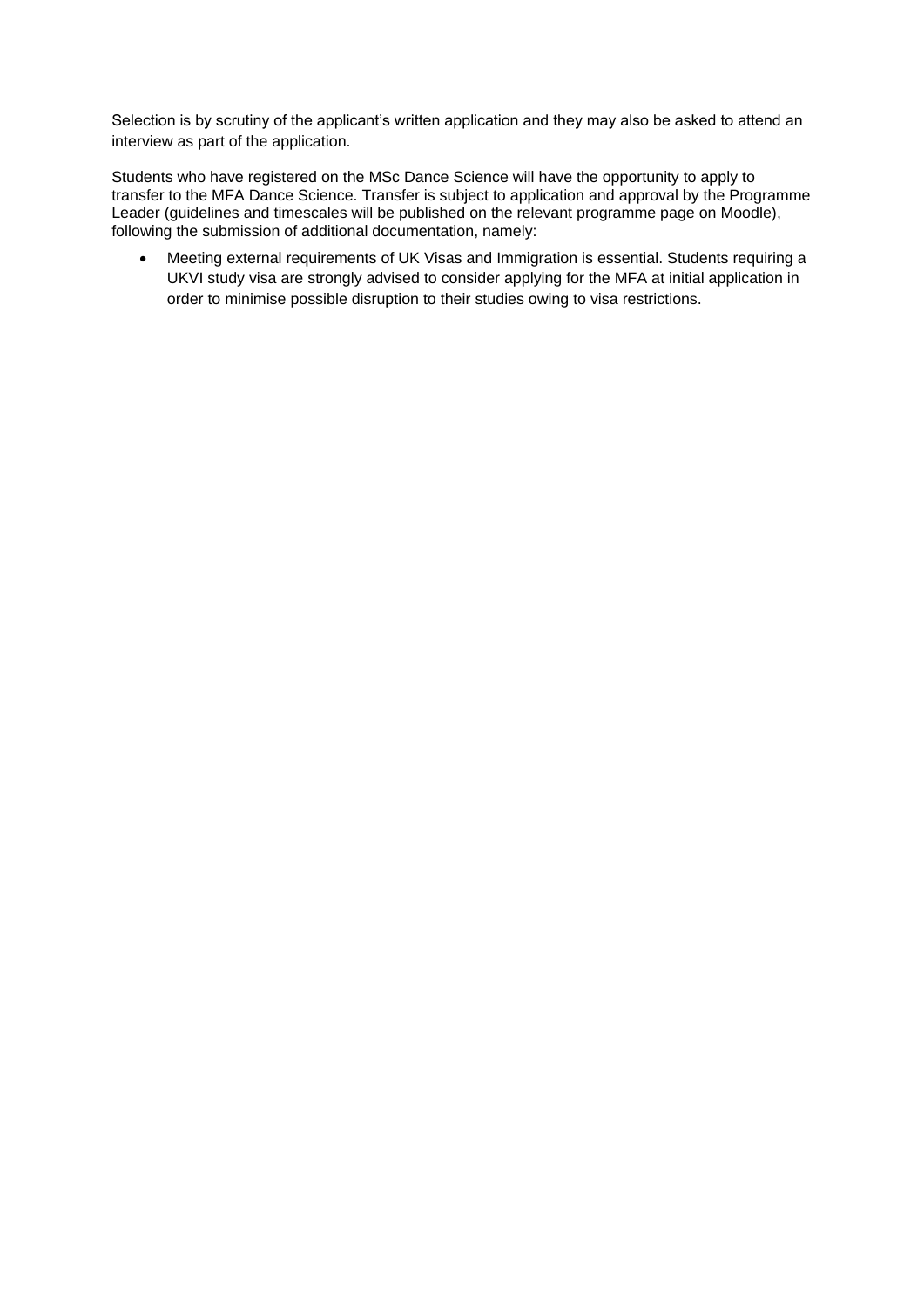Selection is by scrutiny of the applicant's written application and they may also be asked to attend an interview as part of the application.

Students who have registered on the MSc Dance Science will have the opportunity to apply to transfer to the MFA Dance Science. Transfer is subject to application and approval by the Programme Leader (guidelines and timescales will be published on the relevant programme page on Moodle), following the submission of additional documentation, namely:

- Meeting external requirements of UK Visas and Immigration is essential. Students requiring a UKVI study visa are strongly advised to consider applying for the MFA at initial application in order to minimise possible disruption to their studies owing to visa restrictions.